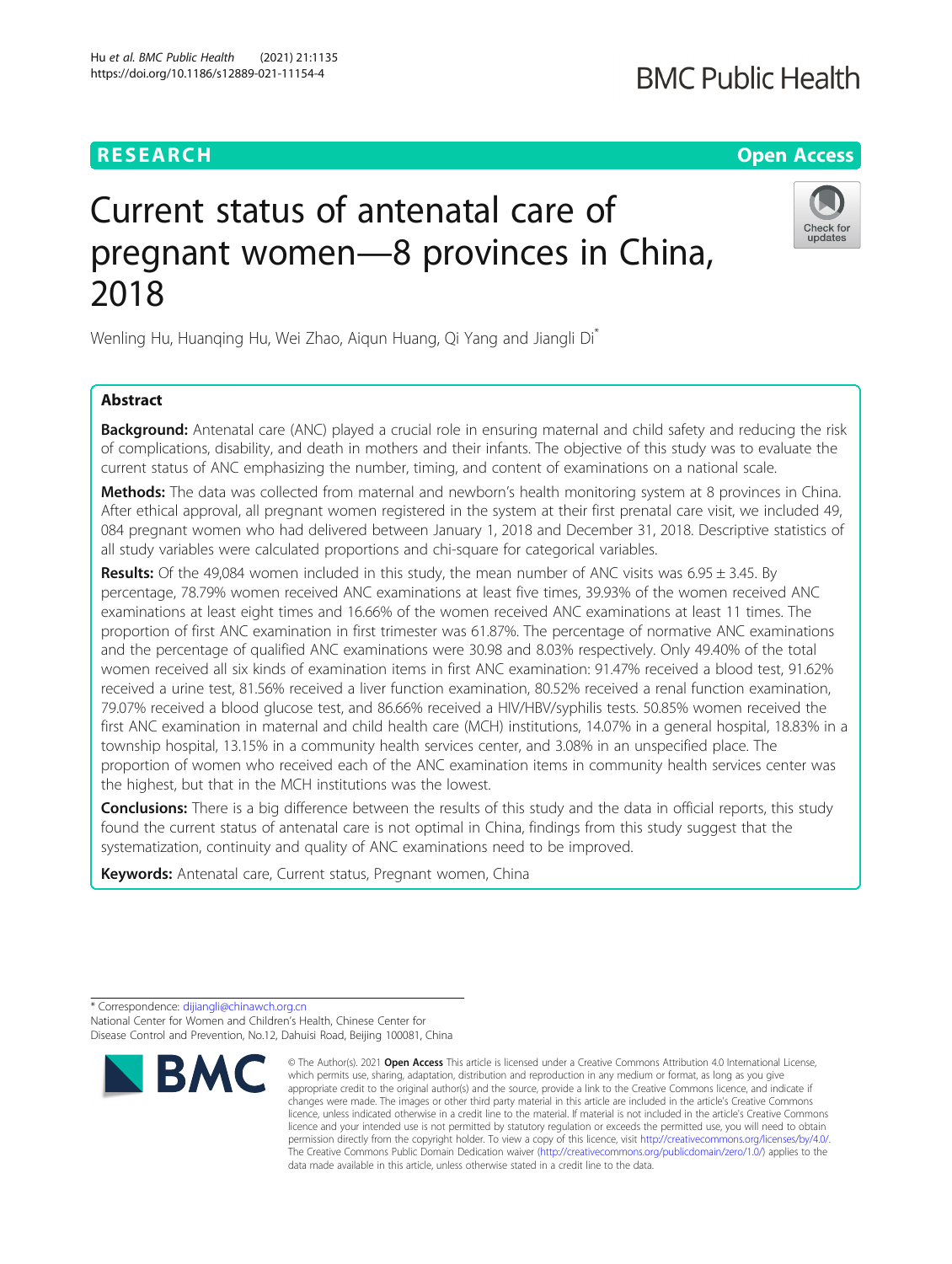RESEARCH

Open Access

# Current status of antenatal care of pregnant women—8 provinces in China, 2018

Wenling Hu, Huanqing Hu, Wei Zhao, Aiqun Huang, Qi Yang and Jiangli Di*

## Abstract

**Background:** Antenatal care (ANC) played a crucial role in ensuring maternal and child safety and reducing the risk of complications, disability, and death in mothers and their infants. The objective of this study was to evaluate the current status of ANC emphasizing the number, timing, and content of examinations on a national scale.

**Methods:** The data was collected from maternal and newborn's health monitoring system at 8 provinces in China. After ethical approval, all pregnant women registered in the system at their first prenatal care visit, we included 49, 084 pregnant women who had delivered between January 1, 2018 and December 31, 2018. Descriptive statistics of all study variables were calculated proportions and chi-square for categorical variables.

**Results:** Of the 49,084 women included in this study, the mean number of ANC visits was 6.95 ± 3.45. By percentage, 78.79% women received ANC examinations at least five times, 39.93% of the women received ANC examinations at least eight times and 16.66% of the women received ANC examinations at least 11 times. The proportion of first ANC examination in first trimester was 61.87%. The percentage of normative ANC examinations and the percentage of qualified ANC examinations were 30.98 and 8.03% respectively. Only 49.40% of the total women received all six kinds of examination items in first ANC examination: 91.47% received a blood test, 91.62% received a urine test, 81.56% received a liver function examination, 80.52% received a renal function examination, 79.07% received a blood glucose test, and 86.66% received a HIV/HBV/syphilis tests. 50.85% women received the first ANC examination in maternal and child health care (MCH) institutions, 14.07% in a general hospital, 18.83% in a township hospital, 13.15% in a community health services center, and 3.08% in an unspecified place. The proportion of women who received each of the ANC examination items in community health services center was the highest, but that in the MCH institutions was the lowest.

**Conclusions:** There is a big difference between the results of this study and the data in official reports, this study found the current status of antenatal care is not optimal in China, findings from this study suggest that the systematization, continuity and quality of ANC examinations need to be improved.

**Keywords:** Antenatal care, Current status, Pregnant women, China

* Correspondence: dijiangli@chinawch.org.cn
National Center for Women and Children's Health, Chinese Center for Disease Control and Prevention, No.12, Dahuisi Road, Beijing 100081, China

© The Author(s). 2021 **Open Access** This article is licensed under a Creative Commons Attribution 4.0 International License, which permits use, sharing, adaptation, distribution and reproduction in any medium or format, as long as you give appropriate credit to the original author(s) and the source, provide a link to the Creative Commons licence, and indicate if changes were made. The images or other third party material in this article are included in the article's Creative Commons licence, unless indicated otherwise in a credit line to the material. If material is not included in the article's Creative Commons licence and your intended use is not permitted by statutory regulation or exceeds the permitted use, you will need to obtain permission directly from the copyright holder. To view a copy of this licence, visit http://creativecommons.org/licenses/by/4.0/. The Creative Commons Public Domain Dedication waiver (http://creativecommons.org/publicdomain/zero/1.0/) applies to the data made available in this article, unless otherwise stated in a credit line to the data.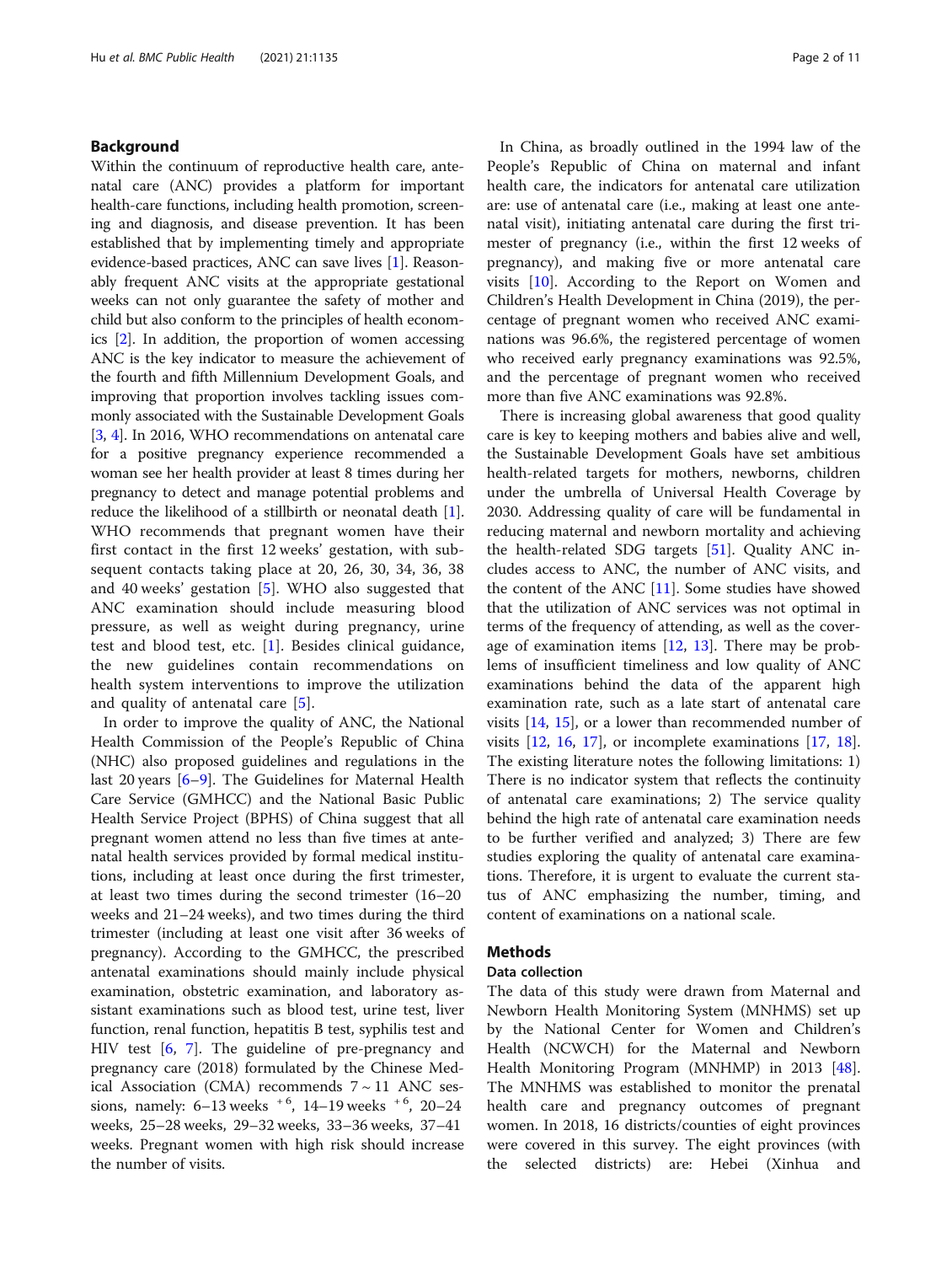## Background

Within the continuum of reproductive health care, antenatal care (ANC) provides a platform for important health-care functions, including health promotion, screening and diagnosis, and disease prevention. It has been established that by implementing timely and appropriate evidence-based practices, ANC can save lives [1]. Reasonably frequent ANC visits at the appropriate gestational weeks can not only guarantee the safety of mother and child but also conform to the principles of health economics [2]. In addition, the proportion of women accessing ANC is the key indicator to measure the achievement of the fourth and fifth Millennium Development Goals, and improving that proportion involves tackling issues commonly associated with the Sustainable Development Goals [3, 4]. In 2016, WHO recommendations on antenatal care for a positive pregnancy experience recommended a woman see her health provider at least 8 times during her pregnancy to detect and manage potential problems and reduce the likelihood of a stillbirth or neonatal death [1]. WHO recommends that pregnant women have their first contact in the first 12 weeks' gestation, with subsequent contacts taking place at 20, 26, 30, 34, 36, 38 and 40 weeks' gestation [5]. WHO also suggested that ANC examination should include measuring blood pressure, as well as weight during pregnancy, urine test and blood test, etc. [1]. Besides clinical guidance, the new guidelines contain recommendations on health system interventions to improve the utilization and quality of antenatal care [5].

In order to improve the quality of ANC, the National Health Commission of the People's Republic of China (NHC) also proposed guidelines and regulations in the last 20 years [6–9]. The Guidelines for Maternal Health Care Service (GMHCC) and the National Basic Public Health Service Project (BPHS) of China suggest that all pregnant women attend no less than five times at antenatal health services provided by formal medical institutions, including at least once during the first trimester, at least two times during the second trimester (16–20 weeks and 21–24 weeks), and two times during the third trimester (including at least one visit after 36 weeks of pregnancy). According to the GMHCC, the prescribed antenatal examinations should mainly include physical examination, obstetric examination, and laboratory assistant examinations such as blood test, urine test, liver function, renal function, hepatitis B test, syphilis test and HIV test [6, 7]. The guideline of pre-pregnancy and pregnancy care (2018) formulated by the Chinese Medical Association (CMA) recommends 7 ~ 11 ANC sessions, namely: 6–13 weeks $^{+6}$, 14–19 weeks $^{+6}$, 20–24 weeks, 25–28 weeks, 29–32 weeks, 33–36 weeks, 37–41 weeks. Pregnant women with high risk should increase the number of visits.

In China, as broadly outlined in the 1994 law of the People's Republic of China on maternal and infant health care, the indicators for antenatal care utilization are: use of antenatal care (i.e., making at least one antenatal visit), initiating antenatal care during the first trimester of pregnancy (i.e., within the first 12 weeks of pregnancy), and making five or more antenatal care visits [10]. According to the Report on Women and Children's Health Development in China (2019), the percentage of pregnant women who received ANC examinations was 96.6%, the registered percentage of women who received early pregnancy examinations was 92.5%, and the percentage of pregnant women who received more than five ANC examinations was 92.8%.

There is increasing global awareness that good quality care is key to keeping mothers and babies alive and well, the Sustainable Development Goals have set ambitious health-related targets for mothers, newborns, children under the umbrella of Universal Health Coverage by 2030. Addressing quality of care will be fundamental in reducing maternal and newborn mortality and achieving the health-related SDG targets [51]. Quality ANC includes access to ANC, the number of ANC visits, and the content of the ANC [11]. Some studies have showed that the utilization of ANC services was not optimal in terms of the frequency of attending, as well as the coverage of examination items [12, 13]. There may be problems of insufficient timeliness and low quality of ANC examinations behind the data of the apparent high examination rate, such as a late start of antenatal care visits [14, 15], or a lower than recommended number of visits [12, 16, 17], or incomplete examinations [17, 18]. The existing literature notes the following limitations: 1) There is no indicator system that reflects the continuity of antenatal care examinations; 2) The service quality behind the high rate of antenatal care examination needs to be further verified and analyzed; 3) There are few studies exploring the quality of antenatal care examinations. Therefore, it is urgent to evaluate the current status of ANC emphasizing the number, timing, and content of examinations on a national scale.

## Methods

### Data collection

The data of this study were drawn from Maternal and Newborn Health Monitoring System (MNHMS) set up by the National Center for Women and Children's Health (NCWCH) for the Maternal and Newborn Health Monitoring Program (MNHMP) in 2013 [48]. The MNHMS was established to monitor the prenatal health care and pregnancy outcomes of pregnant women. In 2018, 16 districts/counties of eight provinces were covered in this survey. The eight provinces (with the selected districts) are: Hebei (Xinhua and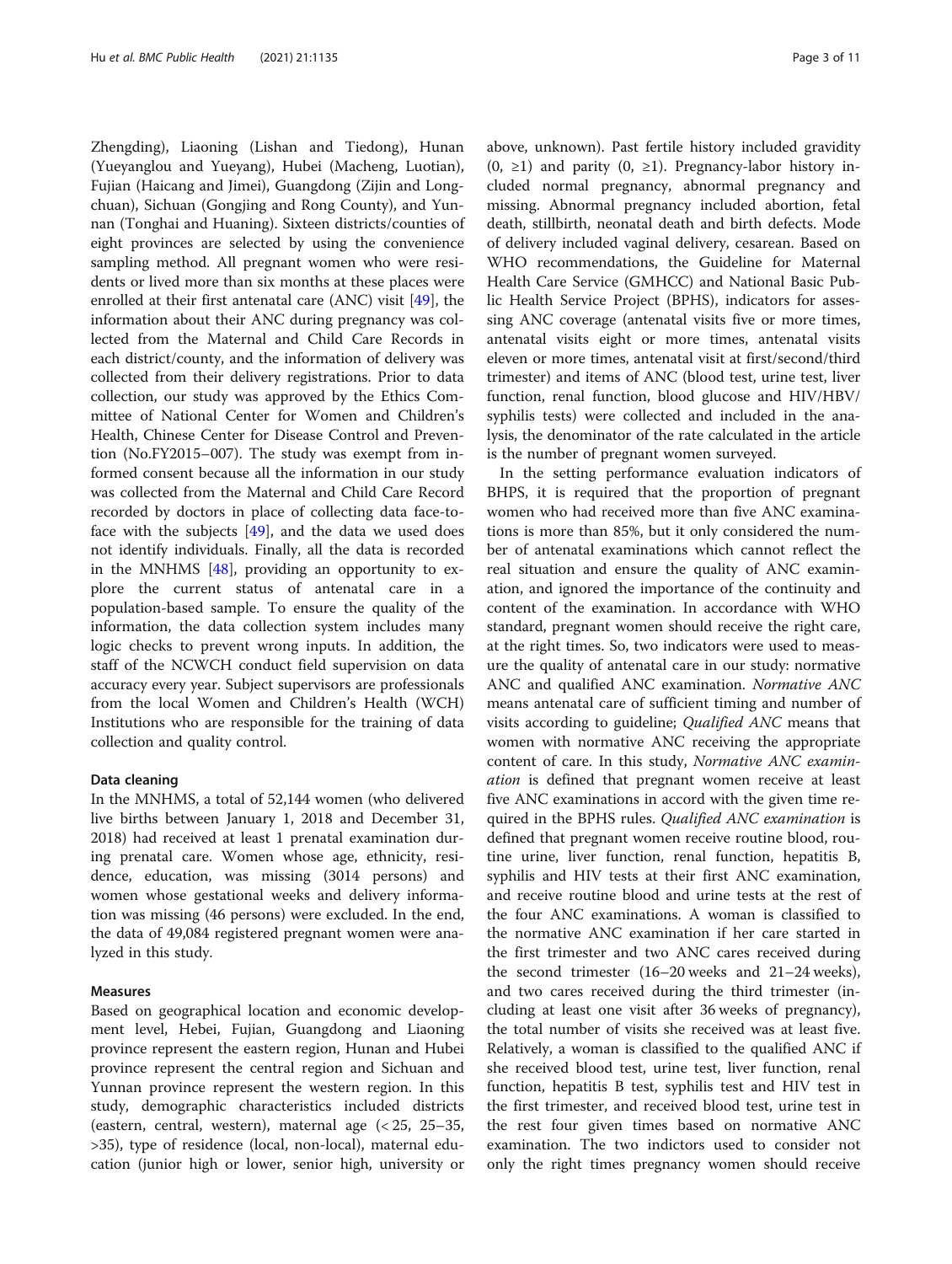Zhengding), Liaoning (Lishan and Tiedong), Hunan (Yueyanglou and Yueyang), Hubei (Macheng, Luotian), Fujian (Haicang and Jimei), Guangdong (Zijin and Longchuan), Sichuan (Gongjing and Rong County), and Yunnan (Tonghai and Huaning). Sixteen districts/counties of eight provinces are selected by using the convenience sampling method. All pregnant women who were residents or lived more than six months at these places were enrolled at their first antenatal care (ANC) visit [49], the information about their ANC during pregnancy was collected from the Maternal and Child Care Records in each district/county, and the information of delivery was collected from their delivery registrations. Prior to data collection, our study was approved by the Ethics Committee of National Center for Women and Children's Health, Chinese Center for Disease Control and Prevention (No.FY2015–007). The study was exempt from informed consent because all the information in our study was collected from the Maternal and Child Care Record recorded by doctors in place of collecting data face-to-face with the subjects [49], and the data we used does not identify individuals. Finally, all the data is recorded in the MNHMS [48], providing an opportunity to explore the current status of antenatal care in a population-based sample. To ensure the quality of the information, the data collection system includes many logic checks to prevent wrong inputs. In addition, the staff of the NCWCH conduct field supervision on data accuracy every year. Subject supervisors are professionals from the local Women and Children's Health (WCH) Institutions who are responsible for the training of data collection and quality control.

### Data cleaning

In the MNHMS, a total of 52,144 women (who delivered live births between January 1, 2018 and December 31, 2018) had received at least 1 prenatal examination during prenatal care. Women whose age, ethnicity, residence, education, was missing (3014 persons) and women whose gestational weeks and delivery information was missing (46 persons) were excluded. In the end, the data of 49,084 registered pregnant women were analyzed in this study.

### Measures

Based on geographical location and economic development level, Hebei, Fujian, Guangdong and Liaoning province represent the eastern region, Hunan and Hubei province represent the central region and Sichuan and Yunnan province represent the western region. In this study, demographic characteristics included districts (eastern, central, western), maternal age (< 25, 25–35, >35), type of residence (local, non-local), maternal education (junior high or lower, senior high, university or above, unknown). Past fertile history included gravidity (0, ≥1) and parity (0, ≥1). Pregnancy-labor history included normal pregnancy, abnormal pregnancy and missing. Abnormal pregnancy included abortion, fetal death, stillbirth, neonatal death and birth defects. Mode of delivery included vaginal delivery, cesarean. Based on WHO recommendations, the Guideline for Maternal Health Care Service (GMHCC) and National Basic Public Health Service Project (BPHS), indicators for assessing ANC coverage (antenatal visits five or more times, antenatal visits eight or more times, antenatal visits eleven or more times, antenatal visit at first/second/third trimester) and items of ANC (blood test, urine test, liver function, renal function, blood glucose and HIV/HBV/syphilis tests) were collected and included in the analysis, the denominator of the rate calculated in the article is the number of pregnant women surveyed.

In the setting performance evaluation indicators of BHPS, it is required that the proportion of pregnant women who had received more than five ANC examinations is more than 85%, but it only considered the number of antenatal examinations which cannot reflect the real situation and ensure the quality of ANC examination, and ignored the importance of the continuity and content of the examination. In accordance with WHO standard, pregnant women should receive the right care, at the right times. So, two indicators were used to measure the quality of antenatal care in our study: normative ANC and qualified ANC examination. *Normative ANC* means antenatal care of sufficient timing and number of visits according to guideline; *Qualified ANC* means that women with normative ANC receiving the appropriate content of care. In this study, *Normative ANC examination* is defined that pregnant women receive at least five ANC examinations in accord with the given time required in the BPHS rules. *Qualified ANC examination* is defined that pregnant women receive routine blood, routine urine, liver function, renal function, hepatitis B, syphilis and HIV tests at their first ANC examination, and receive routine blood and urine tests at the rest of the four ANC examinations. A woman is classified to the normative ANC examination if her care started in the first trimester and two ANC cares received during the second trimester (16–20 weeks and 21–24 weeks), and two cares received during the third trimester (including at least one visit after 36 weeks of pregnancy), the total number of visits she received was at least five. Relatively, a woman is classified to the qualified ANC if she received blood test, urine test, liver function, renal function, hepatitis B test, syphilis test and HIV test in the first trimester, and received blood test, urine test in the rest four given times based on normative ANC examination. The two indictors used to consider not only the right times pregnancy women should receive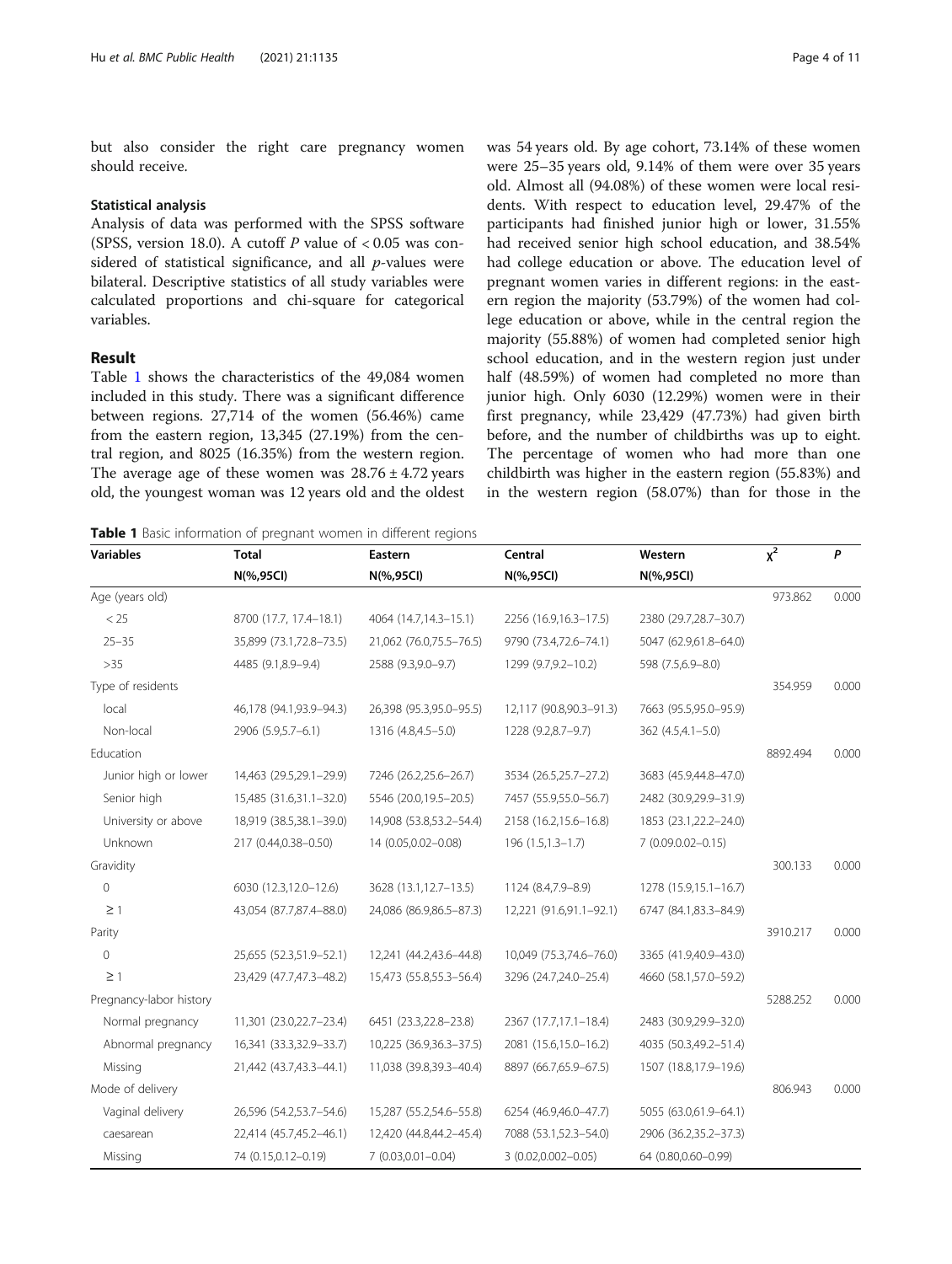but also consider the right care pregnancy women should receive.

### Statistical analysis

Analysis of data was performed with the SPSS software (SPSS, version 18.0). A cutoff *P* value of < 0.05 was considered of statistical significance, and all *p*-values were bilateral. Descriptive statistics of all study variables were calculated proportions and chi-square for categorical variables.

## Result

Table 1 shows the characteristics of the 49,084 women included in this study. There was a significant difference between regions. 27,714 of the women (56.46%) came from the eastern region, 13,345 (27.19%) from the central region, and 8025 (16.35%) from the western region. The average age of these women was 28.76 ± 4.72 years old, the youngest woman was 12 years old and the oldest was 54 years old. By age cohort, 73.14% of these women were 25–35 years old, 9.14% of them were over 35 years old. Almost all (94.08%) of these women were local residents. With respect to education level, 29.47% of the participants had finished junior high or lower, 31.55% had received senior high school education, and 38.54% had college education or above. The education level of pregnant women varies in different regions: in the eastern region the majority (53.79%) of the women had college education or above, while in the central region the majority (55.88%) of women had completed senior high school education, and in the western region just under half (48.59%) of women had completed no more than junior high. Only 6030 (12.29%) women were in their first pregnancy, while 23,429 (47.73%) had given birth before, and the number of childbirths was up to eight. The percentage of women who had more than one childbirth was higher in the eastern region (55.83%) and in the western region (58.07%) than for those in the

**Table 1** Basic information of pregnant women in different regions

| Variables | Total | Eastern | Central | Western | $\chi^2$ | *P* |
|---|---|---|---|---|---|---|
| | N(%,95CI) | N(%,95CI) | N(%,95CI) | N(%,95CI) | | |
| Age (years old) | | | | | 973.862 | 0.000 |
| < 25 | 8700 (17.7, 17.4–18.1) | 4064 (14.7,14.3–15.1) | 2256 (16.9,16.3–17.5) | 2380 (29.7,28.7–30.7) | | |
| 25–35 | 35,899 (73.1,72.8–73.5) | 21,062 (76.0,75.5–76.5) | 9790 (73.4,72.6–74.1) | 5047 (62.9,61.8–64.0) | | |
| >35 | 4485 (9.1,8.9–9.4) | 2588 (9.3,9.0–9.7) | 1299 (9.7,9.2–10.2) | 598 (7.5,6.9–8.0) | | |
| Type of residents | | | | | 354.959 | 0.000 |
| local | 46,178 (94.1,93.9–94.3) | 26,398 (95.3,95.0–95.5) | 12,117 (90.8,90.3–91.3) | 7663 (95.5,95.0–95.9) | | |
| Non-local | 2906 (5.9,5.7–6.1) | 1316 (4.8,4.5–5.0) | 1228 (9.2,8.7–9.7) | 362 (4.5,4.1–5.0) | | |
| Education | | | | | 8892.494 | 0.000 |
| Junior high or lower | 14,463 (29.5,29.1–29.9) | 7246 (26.2,25.6–26.7) | 3534 (26.5,25.7–27.2) | 3683 (45.9,44.8–47.0) | | |
| Senior high | 15,485 (31.6,31.1–32.0) | 5546 (20.0,19.5–20.5) | 7457 (55.9,55.0–56.7) | 2482 (30.9,29.9–31.9) | | |
| University or above | 18,919 (38.5,38.1–39.0) | 14,908 (53.8,53.2–54.4) | 2158 (16.2,15.6–16.8) | 1853 (23.1,22.2–24.0) | | |
| Unknown | 217 (0.44,0.38–0.50) | 14 (0.05,0.02–0.08) | 196 (1.5,1.3–1.7) | 7 (0.09.0.02–0.15) | | |
| Gravidity | | | | | 300.133 | 0.000 |
| 0 | 6030 (12.3,12.0–12.6) | 3628 (13.1,12.7–13.5) | 1124 (8.4,7.9–8.9) | 1278 (15.9,15.1–16.7) | | |
| ≥ 1 | 43,054 (87.7,87.4–88.0) | 24,086 (86.9,86.5–87.3) | 12,221 (91.6,91.1–92.1) | 6747 (84.1,83.3–84.9) | | |
| Parity | | | | | 3910.217 | 0.000 |
| 0 | 25,655 (52.3,51.9–52.1) | 12,241 (44.2,43.6–44.8) | 10,049 (75.3,74.6–76.0) | 3365 (41.9,40.9–43.0) | | |
| ≥ 1 | 23,429 (47.7,47.3–48.2) | 15,473 (55.8,55.3–56.4) | 3296 (24.7,24.0–25.4) | 4660 (58.1,57.0–59.2) | | |
| Pregnancy-labor history | | | | | 5288.252 | 0.000 |
| Normal pregnancy | 11,301 (23.0,22.7–23.4) | 6451 (23.3,22.8–23.8) | 2367 (17.7,17.1–18.4) | 2483 (30.9,29.9–32.0) | | |
| Abnormal pregnancy | 16,341 (33.3,32.9–33.7) | 10,225 (36.9,36.3–37.5) | 2081 (15.6,15.0–16.2) | 4035 (50.3,49.2–51.4) | | |
| Missing | 21,442 (43.7,43.3–44.1) | 11,038 (39.8,39.3–40.4) | 8897 (66.7,65.9–67.5) | 1507 (18.8,17.9–19.6) | | |
| Mode of delivery | | | | | 806.943 | 0.000 |
| Vaginal delivery | 26,596 (54.2,53.7–54.6) | 15,287 (55.2,54.6–55.8) | 6254 (46.9,46.0–47.7) | 5055 (63.0,61.9–64.1) | | |
| caesarean | 22,414 (45.7,45.2–46.1) | 12,420 (44.8,44.2–45.4) | 7088 (53.1,52.3–54.0) | 2906 (36.2,35.2–37.3) | | |
| Missing | 74 (0.15,0.12–0.19) | 7 (0.03,0.01–0.04) | 3 (0.02,0.002–0.05) | 64 (0.80,0.60–0.99) | | |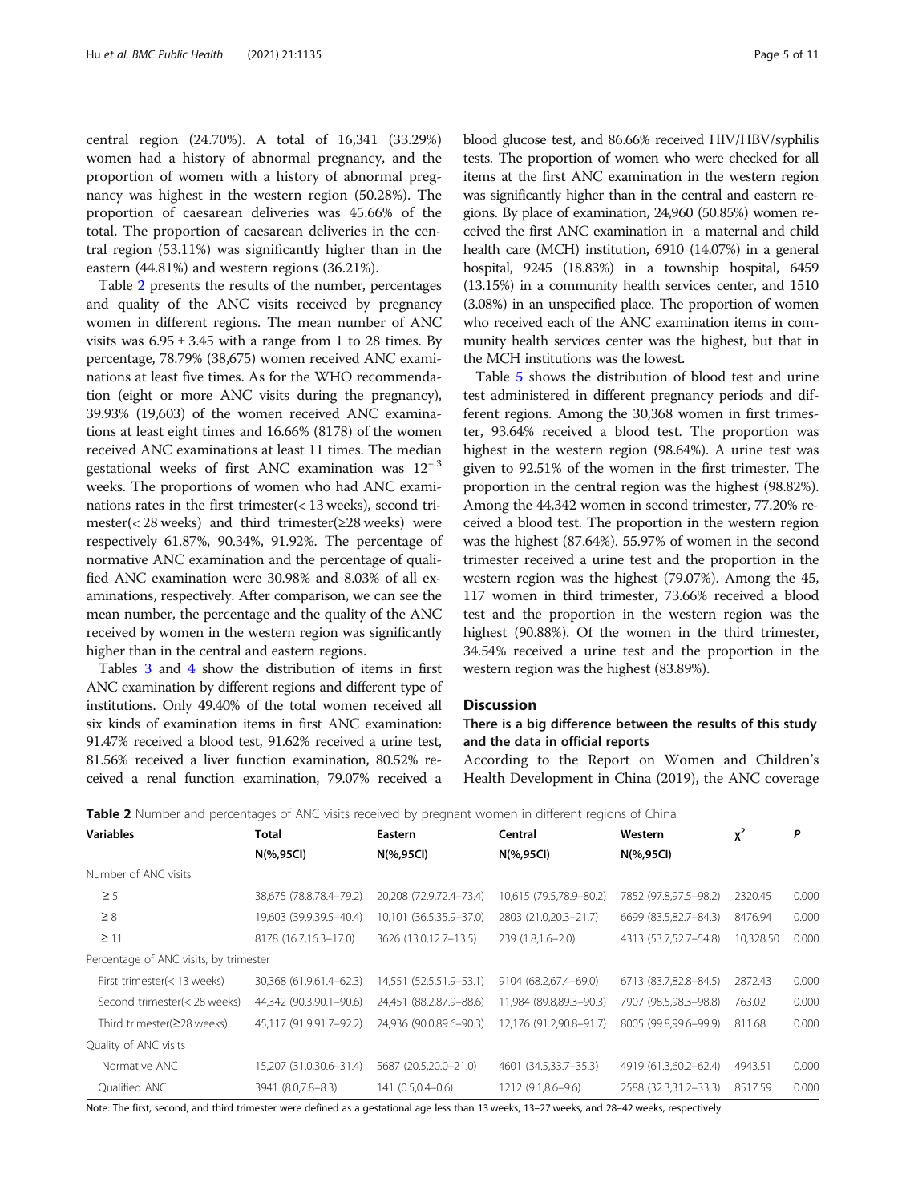central region (24.70%). A total of 16,341 (33.29%) women had a history of abnormal pregnancy, and the proportion of women with a history of abnormal pregnancy was highest in the western region (50.28%). The proportion of caesarean deliveries was 45.66% of the total. The proportion of caesarean deliveries in the central region (53.11%) was significantly higher than in the eastern (44.81%) and western regions (36.21%).

Table 2 presents the results of the number, percentages and quality of the ANC visits received by pregnancy women in different regions. The mean number of ANC visits was 6.95 ± 3.45 with a range from 1 to 28 times. By percentage, 78.79% (38,675) women received ANC examinations at least five times. As for the WHO recommendation (eight or more ANC visits during the pregnancy), 39.93% (19,603) of the women received ANC examinations at least eight times and 16.66% (8178) of the women received ANC examinations at least 11 times. The median gestational weeks of first ANC examination was $12^{+3}$ weeks. The proportions of women who had ANC examinations rates in the first trimester(< 13 weeks), second trimester(< 28 weeks) and third trimester(≥28 weeks) were respectively 61.87%, 90.34%, 91.92%. The percentage of normative ANC examination and the percentage of qualified ANC examination were 30.98% and 8.03% of all examinations, respectively. After comparison, we can see the mean number, the percentage and the quality of the ANC received by women in the western region was significantly higher than in the central and eastern regions.

Tables 3 and 4 show the distribution of items in first ANC examination by different regions and different type of institutions. Only 49.40% of the total women received all six kinds of examination items in first ANC examination: 91.47% received a blood test, 91.62% received a urine test, 81.56% received a liver function examination, 80.52% received a renal function examination, 79.07% received a blood glucose test, and 86.66% received HIV/HBV/syphilis tests. The proportion of women who were checked for all items at the first ANC examination in the western region was significantly higher than in the central and eastern regions. By place of examination, 24,960 (50.85%) women received the first ANC examination in a maternal and child health care (MCH) institution, 6910 (14.07%) in a general hospital, 9245 (18.83%) in a township hospital, 6459 (13.15%) in a community health services center, and 1510 (3.08%) in an unspecified place. The proportion of women who received each of the ANC examination items in community health services center was the highest, but that in the MCH institutions was the lowest.

Table 5 shows the distribution of blood test and urine test administered in different pregnancy periods and different regions. Among the 30,368 women in first trimester, 93.64% received a blood test. The proportion was highest in the western region (98.64%). A urine test was given to 92.51% of the women in the first trimester. The proportion in the central region was the highest (98.82%). Among the 44,342 women in second trimester, 77.20% received a blood test. The proportion in the western region was the highest (87.64%). 55.97% of women in the second trimester received a urine test and the proportion in the western region was the highest (79.07%). Among the 45,117 women in third trimester, 73.66% received a blood test and the proportion in the western region was the highest (90.88%). Of the women in the third trimester, 34.54% received a urine test and the proportion in the western region was the highest (83.89%).

## Discussion

### There is a big difference between the results of this study and the data in official reports

According to the Report on Women and Children's Health Development in China (2019), the ANC coverage

**Table 2** Number and percentages of ANC visits received by pregnant women in different regions of China

| Variables | Total | Eastern | Central | Western | $\chi^2$ | *P* |
|---|---|---|---|---|---|---|
| | N(%,95CI) | N(%,95CI) | N(%,95CI) | N(%,95CI) | | |
| Number of ANC visits | | | | | | |
| ≥ 5 | 38,675 (78.8,78.4–79.2) | 20,208 (72.9,72.4–73.4) | 10,615 (79.5,78.9–80.2) | 7852 (97.8,97.5–98.2) | 2320.45 | 0.000 |
| ≥ 8 | 19,603 (39.9,39.5–40.4) | 10,101 (36.5,35.9–37.0) | 2803 (21.0,20.3–21.7) | 6699 (83.5,82.7–84.3) | 8476.94 | 0.000 |
| ≥ 11 | 8178 (16.7,16.3–17.0) | 3626 (13.0,12.7–13.5) | 239 (1.8,1.6–2.0) | 4313 (53.7,52.7–54.8) | 10,328.50 | 0.000 |
| Percentage of ANC visits, by trimester | | | | | | |
| First trimester(< 13 weeks) | 30,368 (61.9,61.4–62.3) | 14,551 (52.5,51.9–53.1) | 9104 (68.2,67.4–69.0) | 6713 (83.7,82.8–84.5) | 2872.43 | 0.000 |
| Second trimester(< 28 weeks) | 44,342 (90.3,90.1–90.6) | 24,451 (88.2,87.9–88.6) | 11,984 (89.8,89.3–90.3) | 7907 (98.5,98.3–98.8) | 763.02 | 0.000 |
| Third trimester(≥28 weeks) | 45,117 (91.9,91.7–92.2) | 24,936 (90.0,89.6–90.3) | 12,176 (91.2,90.8–91.7) | 8005 (99.8,99.6–99.9) | 811.68 | 0.000 |
| Quality of ANC visits | | | | | | |
| Normative ANC | 15,207 (31.0,30.6–31.4) | 5687 (20.5,20.0–21.0) | 4601 (34.5,33.7–35.3) | 4919 (61.3,60.2–62.4) | 4943.51 | 0.000 |
| Qualified ANC | 3941 (8.0,7.8–8.3) | 141 (0.5,0.4–0.6) | 1212 (9.1,8.6–9.6) | 2588 (32.3,31.2–33.3) | 8517.59 | 0.000 |

Note: The first, second, and third trimester were defined as a gestational age less than 13 weeks, 13–27 weeks, and 28–42 weeks, respectively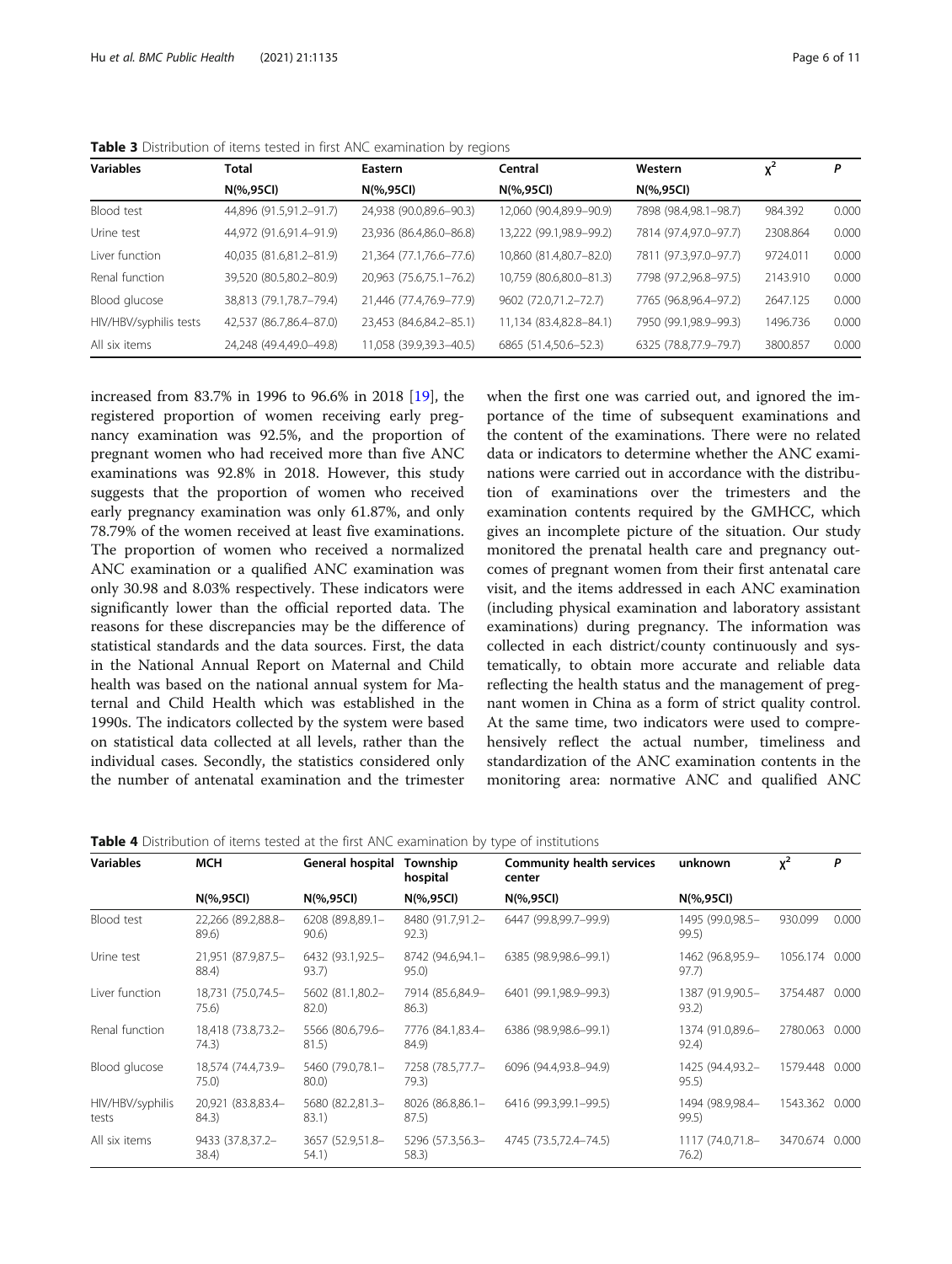**Table 3** Distribution of items tested in first ANC examination by regions

| Variables | Total | Eastern | Central | Western | $\chi^2$ | *P* |
|---|---|---|---|---|---|---|
| | N(%,95CI) | N(%,95CI) | N(%,95CI) | N(%,95CI) | | |
| Blood test | 44,896 (91.5,91.2–91.7) | 24,938 (90.0,89.6–90.3) | 12,060 (90.4,89.9–90.9) | 7898 (98.4,98.1–98.7) | 984.392 | 0.000 |
| Urine test | 44,972 (91.6,91.4–91.9) | 23,936 (86.4,86.0–86.8) | 13,222 (99.1,98.9–99.2) | 7814 (97.4,97.0–97.7) | 2308.864 | 0.000 |
| Liver function | 40,035 (81.6,81.2–81.9) | 21,364 (77.1,76.6–77.6) | 10,860 (81.4,80.7–82.0) | 7811 (97.3,97.0–97.7) | 9724.011 | 0.000 |
| Renal function | 39,520 (80.5,80.2–80.9) | 20,963 (75.6,75.1–76.2) | 10,759 (80.6,80.0–81.3) | 7798 (97.2,96.8–97.5) | 2143.910 | 0.000 |
| Blood glucose | 38,813 (79.1,78.7–79.4) | 21,446 (77.4,76.9–77.9) | 9602 (72.0,71.2–72.7) | 7765 (96.8,96.4–97.2) | 2647.125 | 0.000 |
| HIV/HBV/syphilis tests | 42,537 (86.7,86.4–87.0) | 23,453 (84.6,84.2–85.1) | 11,134 (83.4,82.8–84.1) | 7950 (99.1,98.9–99.3) | 1496.736 | 0.000 |
| All six items | 24,248 (49.4,49.0–49.8) | 11,058 (39.9,39.3–40.5) | 6865 (51.4,50.6–52.3) | 6325 (78.8,77.9–79.7) | 3800.857 | 0.000 |

increased from 83.7% in 1996 to 96.6% in 2018 [19], the registered proportion of women receiving early pregnancy examination was 92.5%, and the proportion of pregnant women who had received more than five ANC examinations was 92.8% in 2018. However, this study suggests that the proportion of women who received early pregnancy examination was only 61.87%, and only 78.79% of the women received at least five examinations. The proportion of women who received a normalized ANC examination or a qualified ANC examination was only 30.98 and 8.03% respectively. These indicators were significantly lower than the official reported data. The reasons for these discrepancies may be the difference of statistical standards and the data sources. First, the data in the National Annual Report on Maternal and Child health was based on the national annual system for Maternal and Child Health which was established in the 1990s. The indicators collected by the system were based on statistical data collected at all levels, rather than the individual cases. Secondly, the statistics considered only the number of antenatal examination and the trimester when the first one was carried out, and ignored the importance of the time of subsequent examinations and the content of the examinations. There were no related data or indicators to determine whether the ANC examinations were carried out in accordance with the distribution of examinations over the trimesters and the examination contents required by the GMHCC, which gives an incomplete picture of the situation. Our study monitored the prenatal health care and pregnancy outcomes of pregnant women from their first antenatal care visit, and the items addressed in each ANC examination (including physical examination and laboratory assistant examinations) during pregnancy. The information was collected in each district/county continuously and systematically, to obtain more accurate and reliable data reflecting the health status and the management of pregnant women in China as a form of strict quality control. At the same time, two indicators were used to comprehensively reflect the actual number, timeliness and standardization of the ANC examination contents in the monitoring area: normative ANC and qualified ANC

**Table 4** Distribution of items tested at the first ANC examination by type of institutions

| Variables | MCH | General hospital | Township hospital | Community health services center | unknown | $\chi^2$ | *P* |
|---|---|---|---|---|---|---|---|
| | N(%,95CI) | N(%,95CI) | N(%,95CI) | N(%,95CI) | N(%,95CI) | | |
| Blood test | 22,266 (89.2,88.8–89.6) | 6208 (89.8,89.1–90.6) | 8480 (91.7,91.2–92.3) | 6447 (99.8,99.7–99.9) | 1495 (99.0,98.5–99.5) | 930.099 | 0.000 |
| Urine test | 21,951 (87.9,87.5–88.4) | 6432 (93.1,92.5–93.7) | 8742 (94.6,94.1–95.0) | 6385 (98.9,98.6–99.1) | 1462 (96.8,95.9–97.7) | 1056.174 | 0.000 |
| Liver function | 18,731 (75.0,74.5–75.6) | 5602 (81.1,80.2–82.0) | 7914 (85.6,84.9–86.3) | 6401 (99.1,98.9–99.3) | 1387 (91.9,90.5–93.2) | 3754.487 | 0.000 |
| Renal function | 18,418 (73.8,73.2–74.3) | 5566 (80.6,79.6–81.5) | 7776 (84.1,83.4–84.9) | 6386 (98.9,98.6–99.1) | 1374 (91.0,89.6–92.4) | 2780.063 | 0.000 |
| Blood glucose | 18,574 (74.4,73.9–75.0) | 5460 (79.0,78.1–80.0) | 7258 (78.5,77.7–79.3) | 6096 (94.4,93.8–94.9) | 1425 (94.4,93.2–95.5) | 1579.448 | 0.000 |
| HIV/HBV/syphilis tests | 20,921 (83.8,83.4–84.3) | 5680 (82.2,81.3–83.1) | 8026 (86.8,86.1–87.5) | 6416 (99.3,99.1–99.5) | 1494 (98.9,98.4–99.5) | 1543.362 | 0.000 |
| All six items | 9433 (37.8,37.2–38.4) | 3657 (52.9,51.8–54.1) | 5296 (57.3,56.3–58.3) | 4745 (73.5,72.4–74.5) | 1117 (74.0,71.8–76.2) | 3470.674 | 0.000 |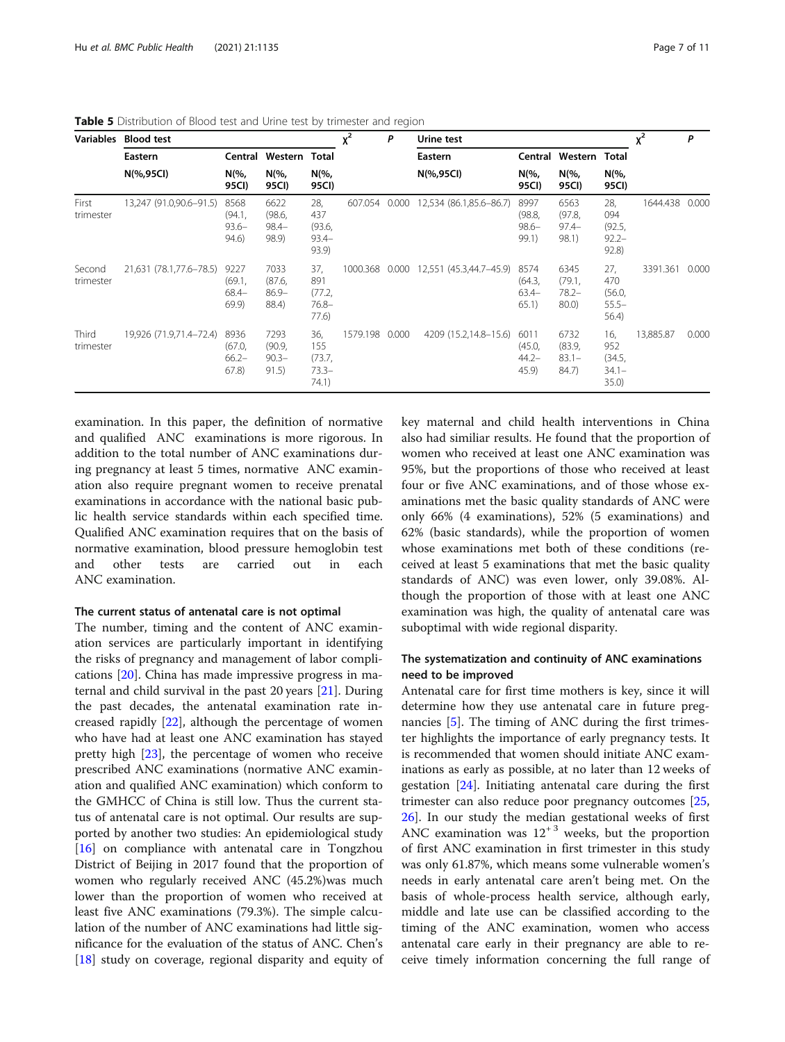**Table 5** Distribution of Blood test and Urine test by trimester and region

| Variables | Blood test | | | | $\chi^2$ | P | Urine test | | | | $\chi^2$ | P |
|---|---|---|---|---|---|---|---|---|---|---|---|---|
| | Eastern | Central | Western | Total | | | Eastern | Central | Western | Total | | |
| | N(%,95CI) | N(%, 95CI) | N(%, 95CI) | N(%, 95CI) | | | N(%,95CI) | N(%, 95CI) | N(%, 95CI) | N(%, 95CI) | | |
| First trimester | 13,247 (91.0,90.6–91.5) | 8568 (94.1, 93.6–94.6) | 6622 (98.6, 98.4–98.9) | 28,437 (93.6, 93.4–93.9) | 607.054 | 0.000 | 12,534 (86.1,85.6–86.7) | 8997 (98.8, 98.6–99.1) | 6563 (97.8, 97.4–98.1) | 28,094 (92.5, 92.2–92.8) | 1644.438 | 0.000 |
| Second trimester | 21,631 (78.1,77.6–78.5) | 9227 (69.1, 68.4–69.9) | 7033 (87.6, 86.9–88.4) | 37,891 (77.2, 76.8–77.6) | 1000.368 | 0.000 | 12,551 (45.3,44.7–45.9) | 8574 (64.3, 63.4–65.1) | 6345 (79.1, 78.2–80.0) | 27,470 (56.0, 55.5–56.4) | 3391.361 | 0.000 |
| Third trimester | 19,926 (71.9,71.4–72.4) | 8936 (67.0, 66.2–67.8) | 7293 (90.9, 90.3–91.5) | 36,155 (73.7, 73.3–74.1) | 1579.198 | 0.000 | 4209 (15.2,14.8–15.6) | 6011 (45.0, 44.2–45.9) | 6732 (83.9, 83.1–84.7) | 16,952 (34.5, 34.1–35.0) | 13,885.87 | 0.000 |

examination. In this paper, the definition of normative and qualified ANC examinations is more rigorous. In addition to the total number of ANC examinations during pregnancy at least 5 times, normative ANC examination also require pregnant women to receive prenatal examinations in accordance with the national basic public health service standards within each specified time. Qualified ANC examination requires that on the basis of normative examination, blood pressure hemoglobin test and other tests are carried out in each ANC examination.

### The current status of antenatal care is not optimal

The number, timing and the content of ANC examination services are particularly important in identifying the risks of pregnancy and management of labor complications [20]. China has made impressive progress in maternal and child survival in the past 20 years [21]. During the past decades, the antenatal examination rate increased rapidly [22], although the percentage of women who have had at least one ANC examination has stayed pretty high [23], the percentage of women who receive prescribed ANC examinations (normative ANC examination and qualified ANC examination) which conform to the GMHCC of China is still low. Thus the current status of antenatal care is not optimal. Our results are supported by another two studies: An epidemiological study [16] on compliance with antenatal care in Tongzhou District of Beijing in 2017 found that the proportion of women who regularly received ANC (45.2%)was much lower than the proportion of women who received at least five ANC examinations (79.3%). The simple calculation of the number of ANC examinations had little significance for the evaluation of the status of ANC. Chen's [18] study on coverage, regional disparity and equity of key maternal and child health interventions in China also had similiar results. He found that the proportion of women who received at least one ANC examination was 95%, but the proportions of those who received at least four or five ANC examinations, and of those whose examinations met the basic quality standards of ANC were only 66% (4 examinations), 52% (5 examinations) and 62% (basic standards), while the proportion of women whose examinations met both of these conditions (received at least 5 examinations that met the basic quality standards of ANC) was even lower, only 39.08%. Although the proportion of those with at least one ANC examination was high, the quality of antenatal care was suboptimal with wide regional disparity.

### The systematization and continuity of ANC examinations need to be improved

Antenatal care for first time mothers is key, since it will determine how they use antenatal care in future pregnancies [5]. The timing of ANC during the first trimester highlights the importance of early pregnancy tests. It is recommended that women should initiate ANC examinations as early as possible, at no later than 12 weeks of gestation [24]. Initiating antenatal care during the first trimester can also reduce poor pregnancy outcomes [25, 26]. In our study the median gestational weeks of first ANC examination was $12^{+3}$ weeks, but the proportion of first ANC examination in first trimester in this study was only 61.87%, which means some vulnerable women's needs in early antenatal care aren't being met. On the basis of whole-process health service, although early, middle and late use can be classified according to the timing of the ANC examination, women who access antenatal care early in their pregnancy are able to receive timely information concerning the full range of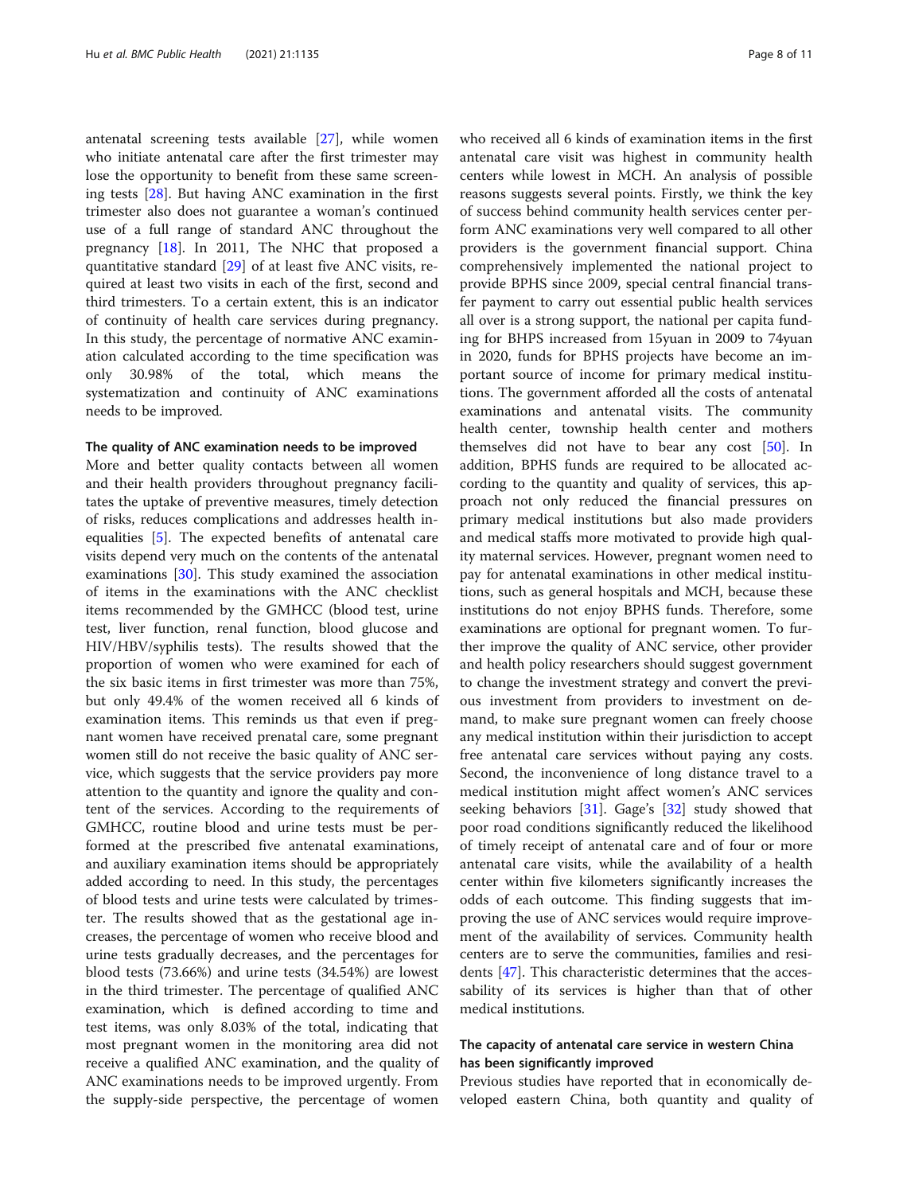antenatal screening tests available [27], while women who initiate antenatal care after the first trimester may lose the opportunity to benefit from these same screening tests [28]. But having ANC examination in the first trimester also does not guarantee a woman's continued use of a full range of standard ANC throughout the pregnancy [18]. In 2011, The NHC that proposed a quantitative standard [29] of at least five ANC visits, required at least two visits in each of the first, second and third trimesters. To a certain extent, this is an indicator of continuity of health care services during pregnancy. In this study, the percentage of normative ANC examination calculated according to the time specification was only 30.98% of the total, which means the systematization and continuity of ANC examinations needs to be improved.

### The quality of ANC examination needs to be improved

More and better quality contacts between all women and their health providers throughout pregnancy facilitates the uptake of preventive measures, timely detection of risks, reduces complications and addresses health inequalities [5]. The expected benefits of antenatal care visits depend very much on the contents of the antenatal examinations [30]. This study examined the association of items in the examinations with the ANC checklist items recommended by the GMHCC (blood test, urine test, liver function, renal function, blood glucose and HIV/HBV/syphilis tests). The results showed that the proportion of women who were examined for each of the six basic items in first trimester was more than 75%, but only 49.4% of the women received all 6 kinds of examination items. This reminds us that even if pregnant women have received prenatal care, some pregnant women still do not receive the basic quality of ANC service, which suggests that the service providers pay more attention to the quantity and ignore the quality and content of the services. According to the requirements of GMHCC, routine blood and urine tests must be performed at the prescribed five antenatal examinations, and auxiliary examination items should be appropriately added according to need. In this study, the percentages of blood tests and urine tests were calculated by trimester. The results showed that as the gestational age increases, the percentage of women who receive blood and urine tests gradually decreases, and the percentages for blood tests (73.66%) and urine tests (34.54%) are lowest in the third trimester. The percentage of qualified ANC examination, which is defined according to time and test items, was only 8.03% of the total, indicating that most pregnant women in the monitoring area did not receive a qualified ANC examination, and the quality of ANC examinations needs to be improved urgently. From the supply-side perspective, the percentage of women who received all 6 kinds of examination items in the first antenatal care visit was highest in community health centers while lowest in MCH. An analysis of possible reasons suggests several points. Firstly, we think the key of success behind community health services center perform ANC examinations very well compared to all other providers is the government financial support. China comprehensively implemented the national project to provide BPHS since 2009, special central financial transfer payment to carry out essential public health services all over is a strong support, the national per capita funding for BHPS increased from 15yuan in 2009 to 74yuan in 2020, funds for BPHS projects have become an important source of income for primary medical institutions. The government afforded all the costs of antenatal examinations and antenatal visits. The community health center, township health center and mothers themselves did not have to bear any cost [50]. In addition, BPHS funds are required to be allocated according to the quantity and quality of services, this approach not only reduced the financial pressures on primary medical institutions but also made providers and medical staffs more motivated to provide high quality maternal services. However, pregnant women need to pay for antenatal examinations in other medical institutions, such as general hospitals and MCH, because these institutions do not enjoy BPHS funds. Therefore, some examinations are optional for pregnant women. To further improve the quality of ANC service, other provider and health policy researchers should suggest government to change the investment strategy and convert the previous investment from providers to investment on demand, to make sure pregnant women can freely choose any medical institution within their jurisdiction to accept free antenatal care services without paying any costs. Second, the inconvenience of long distance travel to a medical institution might affect women's ANC services seeking behaviors [31]. Gage's [32] study showed that poor road conditions significantly reduced the likelihood of timely receipt of antenatal care and of four or more antenatal care visits, while the availability of a health center within five kilometers significantly increases the odds of each outcome. This finding suggests that improving the use of ANC services would require improvement of the availability of services. Community health centers are to serve the communities, families and residents [47]. This characteristic determines that the accessability of its services is higher than that of other medical institutions.

### The capacity of antenatal care service in western China has been significantly improved

Previous studies have reported that in economically developed eastern China, both quantity and quality of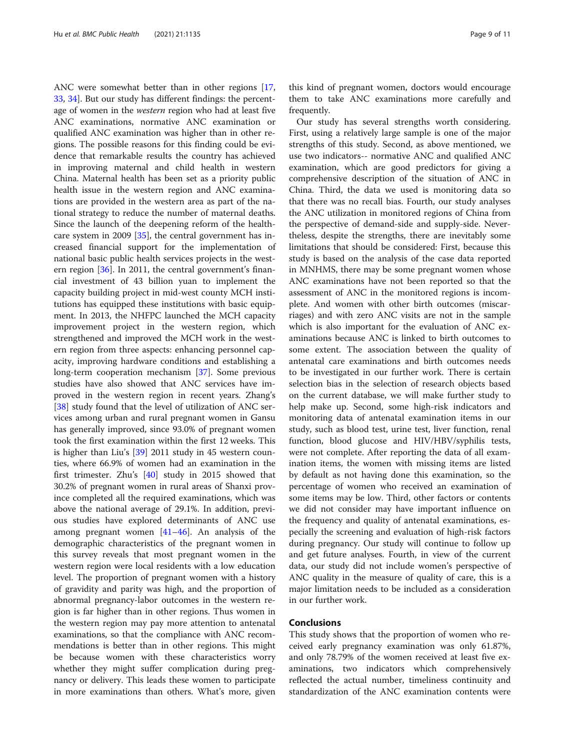ANC were somewhat better than in other regions [17, 33, 34]. But our study has different findings: the percentage of women in the *western* region who had at least five ANC examinations, normative ANC examination or qualified ANC examination was higher than in other regions. The possible reasons for this finding could be evidence that remarkable results the country has achieved in improving maternal and child health in western China. Maternal health has been set as a priority public health issue in the western region and ANC examinations are provided in the western area as part of the national strategy to reduce the number of maternal deaths. Since the launch of the deepening reform of the healthcare system in 2009 [35], the central government has increased financial support for the implementation of national basic public health services projects in the western region [36]. In 2011, the central government's financial investment of 43 billion yuan to implement the capacity building project in mid-west county MCH institutions has equipped these institutions with basic equipment. In 2013, the NHFPC launched the MCH capacity improvement project in the western region, which strengthened and improved the MCH work in the western region from three aspects: enhancing personnel capacity, improving hardware conditions and establishing a long-term cooperation mechanism [37]. Some previous studies have also showed that ANC services have improved in the western region in recent years. Zhang's [38] study found that the level of utilization of ANC services among urban and rural pregnant women in Gansu has generally improved, since 93.0% of pregnant women took the first examination within the first 12 weeks. This is higher than Liu's [39] 2011 study in 45 western counties, where 66.9% of women had an examination in the first trimester. Zhu's [40] study in 2015 showed that 30.2% of pregnant women in rural areas of Shanxi province completed all the required examinations, which was above the national average of 29.1%. In addition, previous studies have explored determinants of ANC use among pregnant women [41–46]. An analysis of the demographic characteristics of the pregnant women in this survey reveals that most pregnant women in the western region were local residents with a low education level. The proportion of pregnant women with a history of gravidity and parity was high, and the proportion of abnormal pregnancy-labor outcomes in the western region is far higher than in other regions. Thus women in the western region may pay more attention to antenatal examinations, so that the compliance with ANC recommendations is better than in other regions. This might be because women with these characteristics worry whether they might suffer complication during pregnancy or delivery. This leads these women to participate in more examinations than others. What's more, given this kind of pregnant women, doctors would encourage them to take ANC examinations more carefully and frequently.

Our study has several strengths worth considering. First, using a relatively large sample is one of the major strengths of this study. Second, as above mentioned, we use two indicators-- normative ANC and qualified ANC examination, which are good predictors for giving a comprehensive description of the situation of ANC in China. Third, the data we used is monitoring data so that there was no recall bias. Fourth, our study analyses the ANC utilization in monitored regions of China from the perspective of demand-side and supply-side. Nevertheless, despite the strengths, there are inevitably some limitations that should be considered: First, because this study is based on the analysis of the case data reported in MNHMS, there may be some pregnant women whose ANC examinations have not been reported so that the assessment of ANC in the monitored regions is incomplete. And women with other birth outcomes (miscarriages) and with zero ANC visits are not in the sample which is also important for the evaluation of ANC examinations because ANC is linked to birth outcomes to some extent. The association between the quality of antenatal care examinations and birth outcomes needs to be investigated in our further work. There is certain selection bias in the selection of research objects based on the current database, we will make further study to help make up. Second, some high-risk indicators and monitoring data of antenatal examination items in our study, such as blood test, urine test, liver function, renal function, blood glucose and HIV/HBV/syphilis tests, were not complete. After reporting the data of all examination items, the women with missing items are listed by default as not having done this examination, so the percentage of women who received an examination of some items may be low. Third, other factors or contents we did not consider may have important influence on the frequency and quality of antenatal examinations, especially the screening and evaluation of high-risk factors during pregnancy. Our study will continue to follow up and get future analyses. Fourth, in view of the current data, our study did not include women's perspective of ANC quality in the measure of quality of care, this is a major limitation needs to be included as a consideration in our further work.

## Conclusions

This study shows that the proportion of women who received early pregnancy examination was only 61.87%, and only 78.79% of the women received at least five examinations, two indicators which comprehensively reflected the actual number, timeliness continuity and standardization of the ANC examination contents were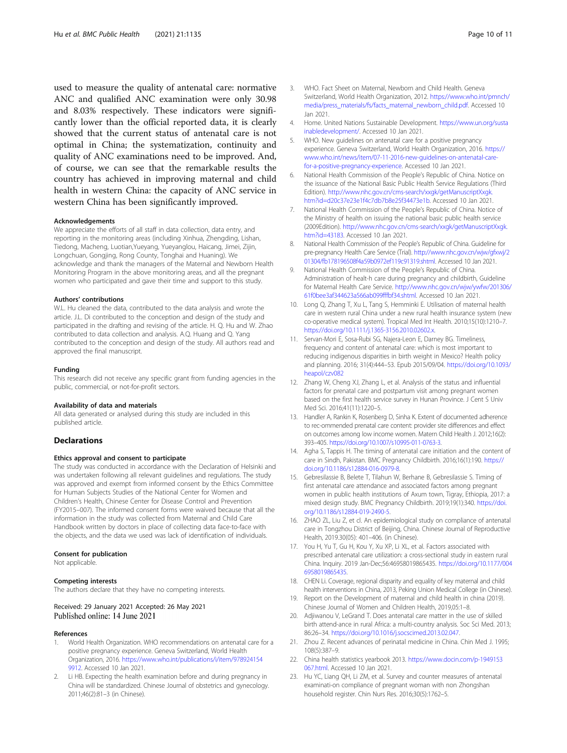used to measure the quality of antenatal care: normative ANC and qualified ANC examination were only 30.98 and 8.03% respectively. These indicators were significantly lower than the official reported data, it is clearly showed that the current status of antenatal care is not optimal in China; the systematization, continuity and quality of ANC examinations need to be improved. And, of course, we can see that the remarkable results the country has achieved in improving maternal and child health in western China: the capacity of ANC service in western China has been significantly improved.

#### Acknowledgements

We appreciate the efforts of all staff in data collection, data entry, and reporting in the monitoring areas (including Xinhua, Zhengding, Lishan, Tiedong, Macheng, Luotian,Yueyang, Yueyanglou, Haicang, Jimei, Zijin, Longchuan, Gongjing, Rong County, Tonghai and Huaning). We acknowledge and thank the managers of the Maternal and Newborn Health Monitoring Program in the above monitoring areas, and all the pregnant women who participated and gave their time and support to this study.

#### Authors' contributions

W.L. Hu cleaned the data, contributed to the data analysis and wrote the article. J.L. Di contributed to the conception and design of the study and participated in the drafting and revising of the article. H. Q. Hu and W. Zhao contributed to data collection and analysis. A.Q. Huang and Q. Yang contributed to the conception and design of the study. All authors read and approved the final manuscript.

#### Funding

This research did not receive any specific grant from funding agencies in the public, commercial, or not-for-profit sectors.

#### Availability of data and materials

All data generated or analysed during this study are included in this published article.

## Declarations

#### Ethics approval and consent to participate

The study was conducted in accordance with the Declaration of Helsinki and was undertaken following all relevant guidelines and regulations. The study was approved and exempt from informed consent by the Ethics Committee for Human Subjects Studies of the National Center for Women and Children's Health, Chinese Center for Disease Control and Prevention (FY2015–007). The informed consent forms were waived because that all the information in the study was collected from Maternal and Child Care Handbook written by doctors in place of collecting data face-to-face with the objects, and the data we used was lack of identification of individuals.

#### Consent for publication

Not applicable.

#### Competing interests

The authors declare that they have no competing interests.

Received: 29 January 2021 Accepted: 26 May 2021
Published online: 14 June 2021

#### References

1. World Health Organization. WHO recommendations on antenatal care for a positive pregnancy experience. Geneva Switzerland, World Health Organization, 2016. https://www.who.int/publications/i/item/9789241549912. Accessed 10 Jan 2021.
2. Li HB. Expecting the health examination before and during pregnancy in China will be standardized. Chinese Journal of obstetrics and gynecology. 2011;46(2):81–3 (in Chinese).
3. WHO. Fact Sheet on Maternal, Newborn and Child Health. Geneva Switzerland, World Health Organization, 2012. https://www.who.int/pmnch/media/press_materials/fs/facts_maternal_newborn_child.pdf. Accessed 10 Jan 2021.
4. Home. United Nations Sustainable Development. https://www.un.org/sustainabledevelopment/. Accessed 10 Jan 2021.
5. WHO. New guidelines on antenatal care for a positive pregnancy experience. Geneva Switzerland, World Health Organization, 2016. https://www.who.int/news/item/07-11-2016-new-guidelines-on-antenatal-care-for-a-positive-pregnancy-experience. Accessed 10 Jan 2021.
6. National Health Commission of the People's Republic of China. Notice on the issuance of the National Basic Public Health Service Regulations (Third Edition). http://www.nhc.gov.cn/cms-search/xxgk/getManuscriptXxgk.htm?id=d20c37e23e1f4c7db7b8e25f34473e1b. Accessed 10 Jan 2021.
7. National Health Commission of the People's Republic of China. Notice of the Ministry of health on issuing the national basic public health service (2009Edition). http://www.nhc.gov.cn/cms-search/xxgk/getManuscriptXxgk.htm?id=43183. Accessed 10 Jan 2021.
8. National Health Commission of the People's Republic of China. Guideline for pre-pregnancy Health Care Service (Trial). http://www.nhc.gov.cn/wjw/gfxwj/201304/fb178196508f4a59b0972ef119c91319.shtml. Accessed 10 Jan 2021.
9. National Health Commission of the People's Republic of China. Administration of healt-h care during pregnancy and childbirth, Guideline for Maternal Health Care Service. http://www.nhc.gov.cn/wjw/ywfw/201306/61f0bee3af344623a566ab099fffbf34.shtml. Accessed 10 Jan 2021.
10. Long Q, Zhang T, Xu L, Tang S, Hemminki E. Utilisation of maternal health care in western rural China under a new rural health insurance system (new co-operative medical system). Tropical Med Int Health. 2010;15(10):1210–7. https://doi.org/10.1111/j.1365-3156.2010.02602.x.
11. Servan-Mori E, Sosa-Rubi SG, Najera-Leon E, Darney BG. Timeliness, frequency and content of antenatal care: which is most important to reducing indigenous disparities in birth weight in Mexico? Health policy and planning. 2016; 31(4):444–53. Epub 2015/09/04. https://doi.org/10.1093/heapol/czv082
12. Zhang W, Cheng XJ, Zhang L, et al. Analysis of the status and influential factors for prenatal care and postpartum visit among pregnant women based on the first health service survey in Hunan Province. J Cent S Univ Med Sci. 2016;41(11):1220–5.
13. Handler A, Rankin K, Rosenberg D, Sinha K. Extent of documented adherence to rec-ommended prenatal care content: provider site differences and effect on outcomes among low income women. Matern Child Health J. 2012;16(2):393–405. https://doi.org/10.1007/s10995-011-0763-3.
14. Agha S, Tappis H. The timing of antenatal care initiation and the content of care in Sindh, Pakistan. BMC Pregnancy Childbirth. 2016;16(1):190. https://doi.org/10.1186/s12884-016-0979-8.
15. Gebresilassie B, Belete T, Tilahun W, Berhane B, Gebresilassie S. Timing of first antenatal care attendance and associated factors among pregnant women in public health institutions of Axum town, Tigray, Ethiopia, 2017: a mixed design study. BMC Pregnancy Childbirth. 2019;19(1):340. https://doi.org/10.1186/s12884-019-2490-5.
16. ZHAO ZL, Liu Z, et cl. An epidemiological study on compliance of antenatal care in Tongzhou District of Beijing, China. Chinese Journal of Reproductive Health, 2019.30(05): 401–406. (in Chinese).
17. You H, Yu T, Gu H, Kou Y, Xu XP, Li XL, et al. Factors associated with prescribed antenatal care utilization: a cross-sectional study in eastern rural China. Inquiry. 2019 Jan-Dec;56:46958019865435. https://doi.org/10.1177/0046958019865435.
18. CHEN Li. Coverage, regional disparity and equality of key maternal and child health interventions in China, 2013, Peking Union Medical College (in Chinese).
19. Report on the Development of maternal and child health in china (2019). Chinese Journal of Women and Children Health, 2019,05:1–8.
20. Adjiwanou V, LeGrand T. Does antenatal care matter in the use of skilled birth attend-ance in rural Africa: a multi-country analysis. Soc Sci Med. 2013; 86:26–34. https://doi.org/10.1016/j.socscimed.2013.02.047.
21. Zhou Z. Recent advances of perinatal medicine in China. Chin Med J. 1995; 108(5):387–9.
22. China health statistics yearbook 2013. https://www.docin.com/p-1949153067.html. Accessed 10 Jan 2021.
23. Hu YC, Liang QH, Li ZM, et al. Survey and counter measures of antenatal examinati-on compliance of pregnant woman with non Zhongshan household register. Chin Nurs Res. 2016;30(5):1762–5.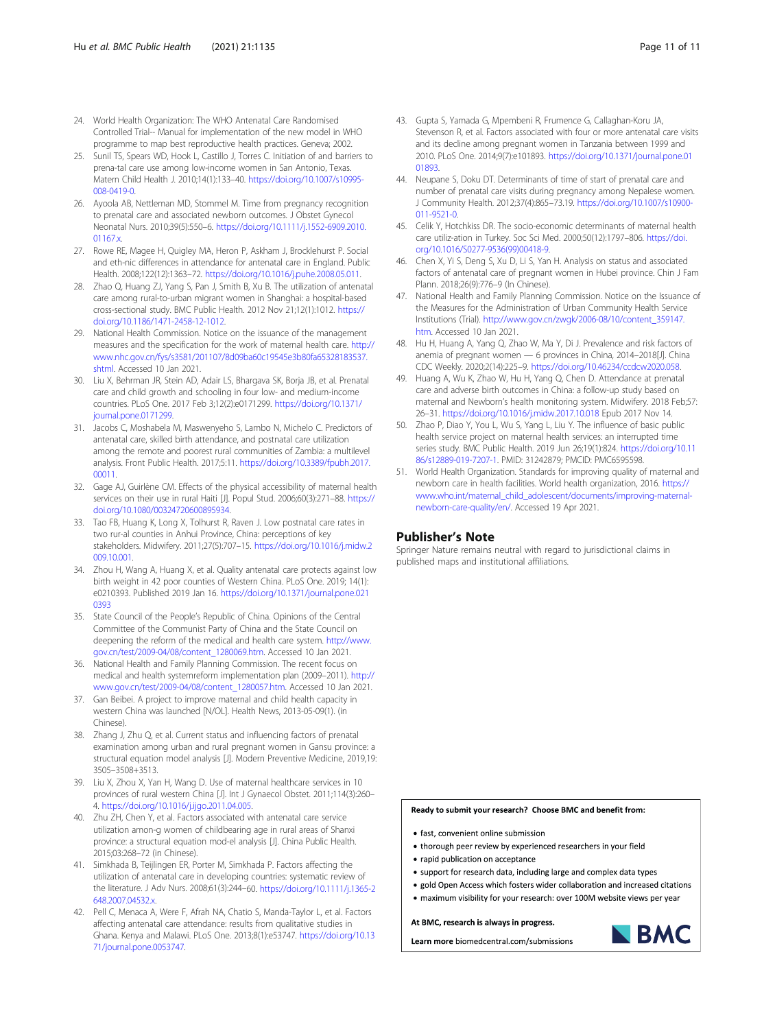24. World Health Organization: The WHO Antenatal Care Randomised Controlled Trial-- Manual for implementation of the new model in WHO programme to map best reproductive health practices. Geneva; 2002.
25. Sunil TS, Spears WD, Hook L, Castillo J, Torres C. Initiation of and barriers to prena-tal care use among low-income women in San Antonio, Texas. Matern Child Health J. 2010;14(1):133–40. https://doi.org/10.1007/s10995-008-0419-0.
26. Ayoola AB, Nettleman MD, Stommel M. Time from pregnancy recognition to prenatal care and associated newborn outcomes. J Obstet Gynecol Neonatal Nurs. 2010;39(5):550–6. https://doi.org/10.1111/j.1552-6909.2010.01167.x.
27. Rowe RE, Magee H, Quigley MA, Heron P, Askham J, Brocklehurst P. Social and eth-nic differences in attendance for antenatal care in England. Public Health. 2008;122(12):1363–72. https://doi.org/10.1016/j.puhe.2008.05.011.
28. Zhao Q, Huang ZJ, Yang S, Pan J, Smith B, Xu B. The utilization of antenatal care among rural-to-urban migrant women in Shanghai: a hospital-based cross-sectional study. BMC Public Health. 2012 Nov 21;12(1):1012. https://doi.org/10.1186/1471-2458-12-1012.
29. National Health Commission. Notice on the issuance of the management measures and the specification for the work of maternal health care. http://www.nhc.gov.cn/fys/s3581/201107/8d09ba60c19545e3b80fa65328183537.shtml. Accessed 10 Jan 2021.
30. Liu X, Behrman JR, Stein AD, Adair LS, Bhargava SK, Borja JB, et al. Prenatal care and child growth and schooling in four low- and medium-income countries. PLoS One. 2017 Feb 3;12(2):e0171299. https://doi.org/10.1371/journal.pone.0171299.
31. Jacobs C, Moshabela M, Maswenyeho S, Lambo N, Michelo C. Predictors of antenatal care, skilled birth attendance, and postnatal care utilization among the remote and poorest rural communities of Zambia: a multilevel analysis. Front Public Health. 2017;5:11. https://doi.org/10.3389/fpubh.2017.00011.
32. Gage AJ, Guirlène CM. Effects of the physical accessibility of maternal health services on their use in rural Haiti [J]. Popul Stud. 2006;60(3):271–88. https://doi.org/10.1080/00324720600895934.
33. Tao FB, Huang K, Long X, Tolhurst R, Raven J. Low postnatal care rates in two rur-al counties in Anhui Province, China: perceptions of key stakeholders. Midwifery. 2011;27(5):707–15. https://doi.org/10.1016/j.midw.2009.10.001.
34. Zhou H, Wang A, Huang X, et al. Quality antenatal care protects against low birth weight in 42 poor counties of Western China. PLoS One. 2019; 14(1): e0210393. Published 2019 Jan 16. https://doi.org/10.1371/journal.pone.0210393
35. State Council of the People's Republic of China. Opinions of the Central Committee of the Communist Party of China and the State Council on deepening the reform of the medical and health care system. http://www.gov.cn/test/2009-04/08/content_1280069.htm. Accessed 10 Jan 2021.
36. National Health and Family Planning Commission. The recent focus on medical and health systemreform implementation plan (2009–2011). http://www.gov.cn/test/2009-04/08/content_1280057.htm. Accessed 10 Jan 2021.
37. Gan Beibei. A project to improve maternal and child health capacity in western China was launched [N/OL]. Health News, 2013-05-09(1). (in Chinese).
38. Zhang J, Zhu Q, et al. Current status and influencing factors of prenatal examination among urban and rural pregnant women in Gansu province: a structural equation model analysis [J]. Modern Preventive Medicine, 2019,19: 3505–3508+3513.
39. Liu X, Zhou X, Yan H, Wang D. Use of maternal healthcare services in 10 provinces of rural western China [J]. Int J Gynaecol Obstet. 2011;114(3):260–4. https://doi.org/10.1016/j.ijgo.2011.04.005.
40. Zhu ZH, Chen Y, et al. Factors associated with antenatal care service utilization amon-g women of childbearing age in rural areas of Shanxi province: a structural equation mod-el analysis [J]. China Public Health. 2015;03:268–72 (in Chinese).
41. Simkhada B, Teijlingen ER, Porter M, Simkhada P. Factors affecting the utilization of antenatal care in developing countries: systematic review of the literature. J Adv Nurs. 2008;61(3):244–60. https://doi.org/10.1111/j.1365-2648.2007.04532.x.
42. Pell C, Menaca A, Were F, Afrah NA, Chatio S, Manda-Taylor L, et al. Factors affecting antenatal care attendance: results from qualitative studies in Ghana. Kenya and Malawi. PLoS One. 2013;8(1):e53747. https://doi.org/10.1371/journal.pone.0053747.
43. Gupta S, Yamada G, Mpembeni R, Frumence G, Callaghan-Koru JA, Stevenson R, et al. Factors associated with four or more antenatal care visits and its decline among pregnant women in Tanzania between 1999 and 2010. PLoS One. 2014;9(7):e101893. https://doi.org/10.1371/journal.pone.0101893.
44. Neupane S, Doku DT. Determinants of time of start of prenatal care and number of prenatal care visits during pregnancy among Nepalese women. J Community Health. 2012;37(4):865–73.19. https://doi.org/10.1007/s10900-011-9521-0.
45. Celik Y, Hotchkiss DR. The socio-economic determinants of maternal health care utiliz-ation in Turkey. Soc Sci Med. 2000;50(12):1797–806. https://doi.org/10.1016/S0277-9536(99)00418-9.
46. Chen X, Yi S, Deng S, Xu D, Li S, Yan H. Analysis on status and associated factors of antenatal care of pregnant women in Hubei province. Chin J Fam Plann. 2018;26(9):776–9 (In Chinese).
47. National Health and Family Planning Commission. Notice on the Issuance of the Measures for the Administration of Urban Community Health Service Institutions (Trial). http://www.gov.cn/zwgk/2006-08/10/content_359147.htm. Accessed 10 Jan 2021.
48. Hu H, Huang A, Yang Q, Zhao W, Ma Y, Di J. Prevalence and risk factors of anemia of pregnant women — 6 provinces in China, 2014–2018[J]. China CDC Weekly. 2020;2(14):225–9. https://doi.org/10.46234/ccdcw2020.058.
49. Huang A, Wu K, Zhao W, Hu H, Yang Q, Chen D. Attendance at prenatal care and adverse birth outcomes in China: a follow-up study based on maternal and Newborn's health monitoring system. Midwifery. 2018 Feb;57: 26–31. https://doi.org/10.1016/j.midw.2017.10.018 Epub 2017 Nov 14.
50. Zhao P, Diao Y, You L, Wu S, Yang L, Liu Y. The influence of basic public health service project on maternal health services: an interrupted time series study. BMC Public Health. 2019 Jun 26;19(1):824. https://doi.org/10.1186/s12889-019-7207-1. PMID: 31242879; PMCID: PMC6595598.
51. World Health Organization. Standards for improving quality of maternal and newborn care in health facilities. World health organization, 2016. https://www.who.int/maternal_child_adolescent/documents/improving-maternal-newborn-care-quality/en/. Accessed 19 Apr 2021.

## Publisher's Note

Springer Nature remains neutral with regard to jurisdictional claims in published maps and institutional affiliations.

**Ready to submit your research? Choose BMC and benefit from:**

- fast, convenient online submission
- thorough peer review by experienced researchers in your field
- rapid publication on acceptance
- support for research data, including large and complex data types
- gold Open Access which fosters wider collaboration and increased citations
- maximum visibility for your research: over 100M website views per year

**At BMC, research is always in progress.**

**Learn more** biomedcentral.com/submissions